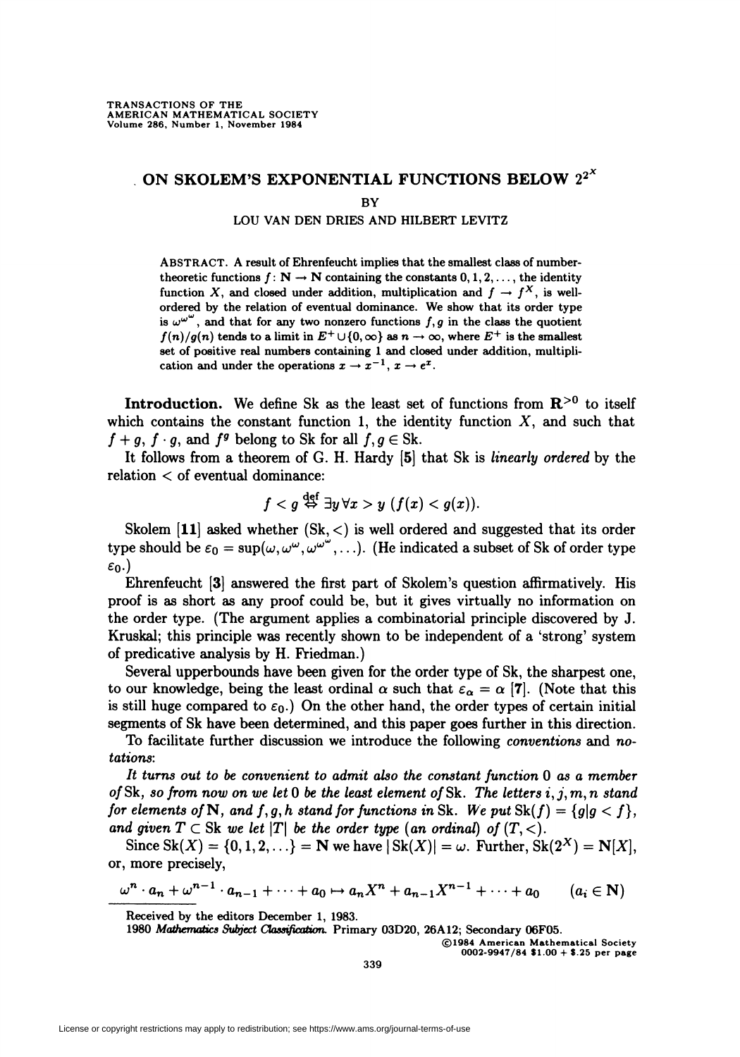# ON SKOLEM'S EXPONENTIAL FUNCTIONS BELOW $2^{2^X}$

BY

LOU VAN DEN DRIES AND HILBERT LEVITZ

ABSTRACT. A result of Ehrenfeucht implies that the smallest class of number-theoretic functions $f\colon \mathbf{N} \to \mathbf{N}$ containing the constants $0, 1, 2, \ldots$, the identity function $X$, and closed under addition, multiplication and $f \to f^X$, is well-ordered by the relation of eventual dominance. We show that its order type is $\omega^{\omega^\omega}$, and that for any two nonzero functions $f, g$ in the class the quotient $f(n)/g(n)$ tends to a limit in $E^+ \cup \{0, \infty\}$ as $n \to \infty$, where $E^+$ is the smallest set of positive real numbers containing 1 and closed under addition, multiplication and under the operations $x \to x^{-1}$, $x \to e^x$.

**Introduction.** We define Sk as the least set of functions from $\mathbf{R}^{>0}$ to itself which contains the constant function 1, the identity function $X$, and such that $f + g$, $f \cdot g$, and $f^g$ belong to Sk for all $f, g \in \text{Sk}$.

It follows from a theorem of G. H. Hardy [5] that Sk is *linearly ordered* by the relation $<$ of eventual dominance:

$$f < g \overset{\text{def}}{\Leftrightarrow} \exists y \forall x > y\ (f(x) < g(x)).$$

Skolem [11] asked whether $(\text{Sk}, <)$ is well ordered and suggested that its order type should be $\varepsilon_0 = \sup(\omega, \omega^\omega, \omega^{\omega^\omega}, \ldots)$. (He indicated a subset of Sk of order type $\varepsilon_0$.)

Ehrenfeucht [3] answered the first part of Skolem's question affirmatively. His proof is as short as any proof could be, but it gives virtually no information on the order type. (The argument applies a combinatorial principle discovered by J. Kruskal; this principle was recently shown to be independent of a 'strong' system of predicative analysis by H. Friedman.)

Several upperbounds have been given for the order type of Sk, the sharpest one, to our knowledge, being the least ordinal $\alpha$ such that $\varepsilon_\alpha = \alpha$ [7]. (Note that this is still huge compared to $\varepsilon_0$.) On the other hand, the order types of certain initial segments of Sk have been determined, and this paper goes further in this direction.

To facilitate further discussion we introduce the following *conventions* and *notations*:

*It turns out to be convenient to admit also the constant function* 0 *as a member of* Sk, *so from now on we let* 0 *be the least element of* Sk. *The letters* $i, j, m, n$ *stand for elements of* $\mathbf{N}$, *and* $f, g, h$ *stand for functions in* Sk. *We put* $\text{Sk}(f) = \{g \mid g < f\}$, *and given* $T \subset \text{Sk}$ *we let* $|T|$ *be the order type (an ordinal) of* $(T, <)$.

Since $\text{Sk}(X) = \{0, 1, 2, \ldots\} = \mathbf{N}$ we have $|\text{Sk}(X)| = \omega$. Further, $\text{Sk}(2^X) = \mathbf{N}[X]$, or, more precisely,

$$\omega^n \cdot a_n + \omega^{n-1} \cdot a_{n-1} + \cdots + a_0 \mapsto a_n X^n + a_{n-1} X^{n-1} + \cdots + a_0 \qquad (a_i \in \mathbf{N})$$

Received by the editors December 1, 1983.

1980 *Mathematics Subject Classification*. Primary 03D20, 26A12; Secondary 06F05.

©1984 American Mathematical Society
0002-9947/84 $1.00 + $.25 per page

License or copyright restrictions may apply to redistribution; see https://www.ams.org/journal-terms-of-use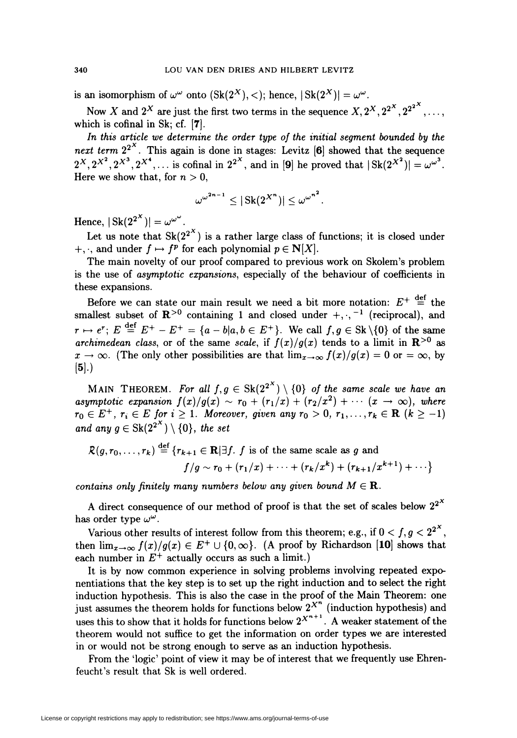is an isomorphism of $\omega^\omega$ onto $(\mathrm{Sk}(2^X), <)$; hence, $|\mathrm{Sk}(2^X)| = \omega^\omega$.

Now $X$ and $2^X$ are just the first two terms in the sequence $X, 2^X, 2^{2^X}, 2^{2^{2^X}}, \ldots$, which is cofinal in Sk; cf. [**7**].

*In this article we determine the order type of the initial segment bounded by the next term* $2^{2^X}$. This again is done in stages: Levitz [**6**] showed that the sequence $2^X, 2^{X^2}, 2^{X^3}, 2^{X^4}, \ldots$ is cofinal in $2^{2^X}$, and in [**9**] he proved that $|\mathrm{Sk}(2^{X^2})| = \omega^{\omega^3}$. Here we show that, for $n > 0$,

$$\omega^{\omega^{2n-1}} \leq |\mathrm{Sk}(2^{X^n})| \leq \omega^{\omega^{n^2}}.$$

Hence, $|\mathrm{Sk}(2^{2^X})| = \omega^{\omega^\omega}$.

Let us note that $\mathrm{Sk}(2^{2^X})$ is a rather large class of functions; it is closed under $+, \cdot$, and under $f \mapsto f^p$ for each polynomial $p \in \mathbf{N}[X]$.

The main novelty of our proof compared to previous work on Skolem's problem is the use of *asymptotic expansions*, especially of the behaviour of coefficients in these expansions.

Before we can state our main result we need a bit more notation: $E^+ \overset{\text{def}}{=}$ the smallest subset of $\mathbf{R}^{>0}$ containing 1 and closed under $+, \cdot, ^{-1}$ (reciprocal), and $r \mapsto e^r$; $E \overset{\text{def}}{=} E^+ - E^+ = \{a - b | a, b \in E^+\}$. We call $f, g \in \mathrm{Sk} \setminus \{0\}$ of the same *archimedean class*, or of the same *scale*, if $f(x)/g(x)$ tends to a limit in $\mathbf{R}^{>0}$ as $x \to \infty$. (The only other possibilities are that $\lim_{x\to\infty} f(x)/g(x) = 0$ or $= \infty$, by [**5**].)

MAIN THEOREM. *For all $f, g \in \mathrm{Sk}(2^{2^X}) \setminus \{0\}$ of the same scale we have an asymptotic expansion $f(x)/g(x) \sim r_0 + (r_1/x) + (r_2/x^2) + \cdots$ $(x \to \infty)$, where $r_0 \in E^+$, $r_i \in E$ for $i \geq 1$. Moreover, given any $r_0 > 0$, $r_1, \ldots, r_k \in \mathbf{R}$ $(k \geq -1)$ and any $g \in \mathrm{Sk}(2^{2^X}) \setminus \{0\}$, the set*

$$\mathcal{R}(g, r_0, \ldots, r_k) \overset{\text{def}}{=} \{r_{k+1} \in \mathbf{R} | \exists f.\ f \text{ is of the same scale as } g \text{ and}$$
$$f/g \sim r_0 + (r_1/x) + \cdots + (r_k/x^k) + (r_{k+1}/x^{k+1}) + \cdots\}$$

*contains only finitely many numbers below any given bound $M \in \mathbf{R}$.*

A direct consequence of our method of proof is that the set of scales below $2^{2^X}$ has order type $\omega^\omega$.

Various other results of interest follow from this theorem; e.g., if $0 < f, g < 2^{2^X}$, then $\lim_{x\to\infty} f(x)/g(x) \in E^+ \cup \{0, \infty\}$. (A proof by Richardson [**10**] shows that each number in $E^+$ actually occurs as such a limit.)

It is by now common experience in solving problems involving repeated exponentiations that the key step is to set up the right induction and to select the right induction hypothesis. This is also the case in the proof of the Main Theorem: one just assumes the theorem holds for functions below $2^{X^n}$ (induction hypothesis) and uses this to show that it holds for functions below $2^{X^{n+1}}$. A weaker statement of the theorem would not suffice to get the information on order types we are interested in or would not be strong enough to serve as an induction hypothesis.

From the 'logic' point of view it may be of interest that we frequently use Ehrenfeucht's result that Sk is well ordered.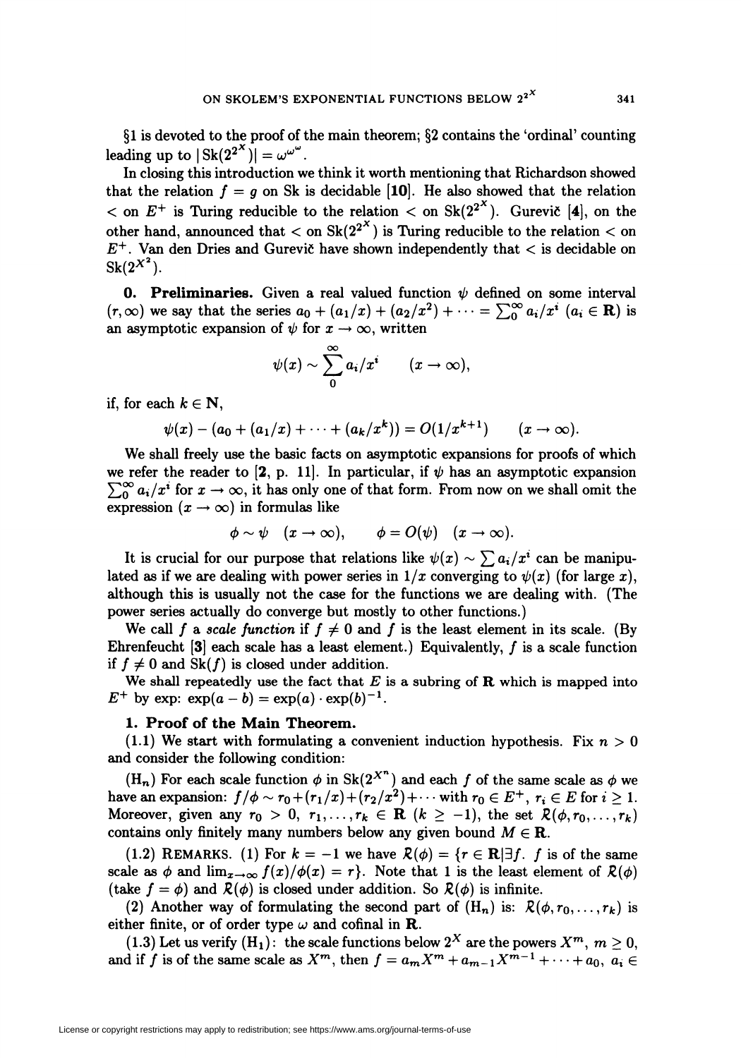§1 is devoted to the proof of the main theorem; §2 contains the 'ordinal' counting leading up to $|\operatorname{Sk}(2^{2^X})| = \omega^{\omega^\omega}$.

In closing this introduction we think it worth mentioning that Richardson showed that the relation $f = g$ on Sk is decidable [**10**]. He also showed that the relation $<$ on $E^+$ is Turing reducible to the relation $<$ on $\operatorname{Sk}(2^{2^X})$. Gurevič [**4**], on the other hand, announced that $<$ on $\operatorname{Sk}(2^{2^X})$ is Turing reducible to the relation $<$ on $E^+$. Van den Dries and Gurevič have shown independently that $<$ is decidable on $\operatorname{Sk}(2^{X^2})$.

**0. Preliminaries.** Given a real valued function $\psi$ defined on some interval $(r, \infty)$ we say that the series $a_0 + (a_1/x) + (a_2/x^2) + \cdots = \sum_0^\infty a_i/x^i$ ($a_i \in \mathbf{R}$) is an asymptotic expansion of $\psi$ for $x \to \infty$, written

$$\psi(x) \sim \sum_0^\infty a_i/x^i \qquad (x \to \infty),$$

if, for each $k \in \mathbf{N}$,

$$\psi(x) - (a_0 + (a_1/x) + \cdots + (a_k/x^k)) = O(1/x^{k+1}) \qquad (x \to \infty).$$

We shall freely use the basic facts on asymptotic expansions for proofs of which we refer the reader to [**2**, p. 11]. In particular, if $\psi$ has an asymptotic expansion $\sum_0^\infty a_i/x^i$ for $x \to \infty$, it has only one of that form. From now on we shall omit the expression $(x \to \infty)$ in formulas like

$$\phi \sim \psi \quad (x \to \infty), \qquad \phi = O(\psi) \quad (x \to \infty).$$

It is crucial for our purpose that relations like $\psi(x) \sim \sum a_i/x^i$ can be manipulated as if we are dealing with power series in $1/x$ converging to $\psi(x)$ (for large $x$), although this is usually not the case for the functions we are dealing with. (The power series actually do converge but mostly to other functions.)

We call $f$ a *scale function* if $f \neq 0$ and $f$ is the least element in its scale. (By Ehrenfeucht [**3**] each scale has a least element.) Equivalently, $f$ is a scale function if $f \neq 0$ and $\operatorname{Sk}(f)$ is closed under addition.

We shall repeatedly use the fact that $E$ is a subring of $\mathbf{R}$ which is mapped into $E^+$ by exp: $\exp(a - b) = \exp(a) \cdot \exp(b)^{-1}$.

## 1. Proof of the Main Theorem.

(1.1) We start with formulating a convenient induction hypothesis. Fix $n > 0$ and consider the following condition:

($\mathrm{H}_n$) For each scale function $\phi$ in $\operatorname{Sk}(2^{X^n})$ and each $f$ of the same scale as $\phi$ we have an expansion: $f/\phi \sim r_0 + (r_1/x) + (r_2/x^2) + \cdots$ with $r_0 \in E^+$, $r_i \in E$ for $i \geq 1$. Moreover, given any $r_0 > 0$, $r_1, \ldots, r_k \in \mathbf{R}$ ($k \geq -1$), the set $\mathcal{R}(\phi, r_0, \ldots, r_k)$ contains only finitely many numbers below any given bound $M \in \mathbf{R}$.

(1.2) REMARKS. (1) For $k = -1$ we have $\mathcal{R}(\phi) = \{r \in \mathbf{R} \mid \exists f.\ f \text{ is of the same scale as } \phi \text{ and } \lim_{x \to \infty} f(x)/\phi(x) = r\}$. Note that 1 is the least element of $\mathcal{R}(\phi)$ (take $f = \phi$) and $\mathcal{R}(\phi)$ is closed under addition. So $\mathcal{R}(\phi)$ is infinite.

(2) Another way of formulating the second part of ($\mathrm{H}_n$) is: $\mathcal{R}(\phi, r_0, \ldots, r_k)$ is either finite, or of order type $\omega$ and cofinal in $\mathbf{R}$.

(1.3) Let us verify ($\mathrm{H}_1$): the scale functions below $2^X$ are the powers $X^m$, $m \geq 0$, and if $f$ is of the same scale as $X^m$, then $f = a_m X^m + a_{m-1} X^{m-1} + \cdots + a_0$, $a_i \in$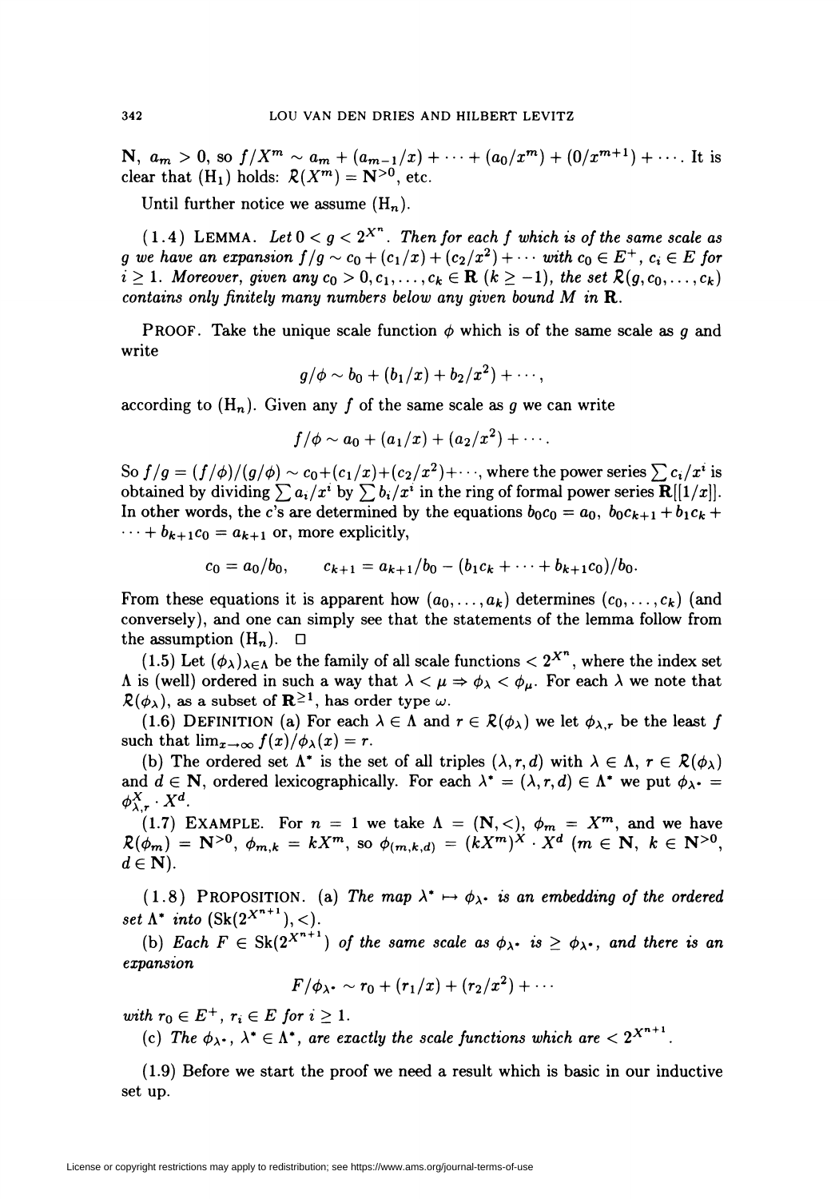$\mathbf{N}$, $a_m > 0$, so $f/X^m \sim a_m + (a_{m-1}/x) + \cdots + (a_0/x^m) + (0/x^{m+1}) + \cdots$. It is clear that $(\mathrm{H}_1)$ holds: $\mathcal{R}(X^m) = \mathbf{N}^{>0}$, etc.

Until further notice we assume $(\mathrm{H}_n)$.

(1.4) LEMMA. *Let $0 < g < 2^{X^n}$. Then for each $f$ which is of the same scale as $g$ we have an expansion $f/g \sim c_0 + (c_1/x) + (c_2/x^2) + \cdots$ with $c_0 \in E^+$, $c_i \in E$ for $i \geq 1$. Moreover, given any $c_0 > 0, c_1, \ldots, c_k \in \mathbf{R}$ $(k \geq -1)$, the set $\mathcal{R}(g, c_0, \ldots, c_k)$ contains only finitely many numbers below any given bound $M$ in $\mathbf{R}$.*

PROOF. Take the unique scale function $\phi$ which is of the same scale as $g$ and write

$$g/\phi \sim b_0 + (b_1/x) + b_2/x^2) + \cdots,$$

according to $(\mathrm{H}_n)$. Given any $f$ of the same scale as $g$ we can write

$$f/\phi \sim a_0 + (a_1/x) + (a_2/x^2) + \cdots.$$

So $f/g = (f/\phi)/(g/\phi) \sim c_0 + (c_1/x) + (c_2/x^2) + \cdots$, where the power series $\sum c_i/x^i$ is obtained by dividing $\sum a_i/x^i$ by $\sum b_i/x^i$ in the ring of formal power series $\mathbf{R}[[1/x]]$. In other words, the $c$'s are determined by the equations $b_0 c_0 = a_0$, $b_0 c_{k+1} + b_1 c_k + \cdots + b_{k+1} c_0 = a_{k+1}$ or, more explicitly,

$$c_0 = a_0/b_0, \qquad c_{k+1} = a_{k+1}/b_0 - (b_1 c_k + \cdots + b_{k+1} c_0)/b_0.$$

From these equations it is apparent how $(a_0, \ldots, a_k)$ determines $(c_0, \ldots, c_k)$ (and conversely), and one can simply see that the statements of the lemma follow from the assumption $(\mathrm{H}_n)$. $\square$

(1.5) Let $(\phi_\lambda)_{\lambda \in \Lambda}$ be the family of all scale functions $< 2^{X^n}$, where the index set $\Lambda$ is (well) ordered in such a way that $\lambda < \mu \Rightarrow \phi_\lambda < \phi_\mu$. For each $\lambda$ we note that $\mathcal{R}(\phi_\lambda)$, as a subset of $\mathbf{R}^{\geq 1}$, has order type $\omega$.

(1.6) DEFINITION (a) For each $\lambda \in \Lambda$ and $r \in \mathcal{R}(\phi_\lambda)$ we let $\phi_{\lambda,r}$ be the least $f$ such that $\lim_{x\to\infty} f(x)/\phi_\lambda(x) = r$.

(b) The ordered set $\Lambda^*$ is the set of all triples $(\lambda, r, d)$ with $\lambda \in \Lambda$, $r \in \mathcal{R}(\phi_\lambda)$ and $d \in \mathbf{N}$, ordered lexicographically. For each $\lambda^* = (\lambda, r, d) \in \Lambda^*$ we put $\phi_{\lambda^*} = \phi_{\lambda,r}^X \cdot X^d$.

(1.7) EXAMPLE. For $n = 1$ we take $\Lambda = (\mathbf{N}, <)$, $\phi_m = X^m$, and we have $\mathcal{R}(\phi_m) = \mathbf{N}^{>0}$, $\phi_{m,k} = kX^m$, so $\phi_{(m,k,d)} = (kX^m)^X \cdot X^d$ $(m \in \mathbf{N},\ k \in \mathbf{N}^{>0},\ d \in \mathbf{N})$.

(1.8) PROPOSITION. (a) *The map $\lambda^* \mapsto \phi_{\lambda^*}$ is an embedding of the ordered set $\Lambda^*$ into $(\mathrm{Sk}(2^{X^{n+1}}), <)$.*

(b) *Each $F \in \mathrm{Sk}(2^{X^{n+1}})$ of the same scale as $\phi_{\lambda^*}$ is $\geq \phi_{\lambda^*}$, and there is an expansion*

$$F/\phi_{\lambda^*} \sim r_0 + (r_1/x) + (r_2/x^2) + \cdots$$

*with $r_0 \in E^+$, $r_i \in E$ for $i \geq 1$.*

(c) *The $\phi_{\lambda^*}$, $\lambda^* \in \Lambda^*$, are exactly the scale functions which are $< 2^{X^{n+1}}$.*

(1.9) Before we start the proof we need a result which is basic in our inductive set up.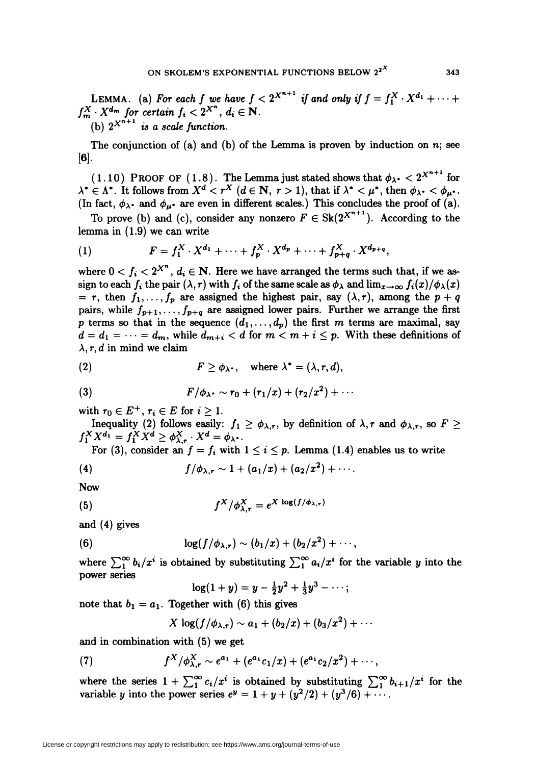**LEMMA.** (a) *For each $f$ we have $f < 2^{X^{n+1}}$ if and only if $f = f_1^X \cdot X^{d_1} + \cdots + f_m^X \cdot X^{d_m}$ for certain $f_i < 2^{X^n}$, $d_i \in \mathbf{N}$.*

(b) *$2^{X^{n+1}}$ is a scale function.*

The conjunction of (a) and (b) of the Lemma is proven by induction on $n$; see [6].

(1.10) PROOF OF (1.8). The Lemma just stated shows that $\phi_{\lambda^*} < 2^{X^{n+1}}$ for $\lambda^* \in \Lambda^*$. It follows from $X^d < r^X$ ($d \in \mathbf{N}$, $r > 1$), that if $\lambda^* < \mu^*$, then $\phi_{\lambda^*} < \phi_{\mu^*}$. (In fact, $\phi_{\lambda^*}$ and $\phi_{\mu^*}$ are even in different scales.) This concludes the proof of (a).

To prove (b) and (c), consider any nonzero $F \in \mathrm{Sk}(2^{X^{n+1}})$. According to the lemma in (1.9) we can write

$$F = f_1^X \cdot X^{d_1} + \cdots + f_p^X \cdot X^{d_p} + \cdots + f_{p+q}^X \cdot X^{d_{p+q}}, \tag{1}$$

where $0 < f_i < 2^{X^n}$, $d_i \in \mathbf{N}$. Here we have arranged the terms such that, if we assign to each $f_i$ the pair $(\lambda, r)$ with $f_i$ of the same scale as $\phi_\lambda$ and $\lim_{x\to\infty} f_i(x)/\phi_\lambda(x) = r$, then $f_1, \ldots, f_p$ are assigned the highest pair, say $(\lambda, r)$, among the $p+q$ pairs, while $f_{p+1}, \ldots, f_{p+q}$ are assigned lower pairs. Further we arrange the first $p$ terms so that in the sequence $(d_1, \ldots, d_p)$ the first $m$ terms are maximal, say $d = d_1 = \cdots = d_m$, while $d_{m+i} < d$ for $m < m+i \leq p$. With these definitions of $\lambda, r, d$ in mind we claim

$$F \geq \phi_{\lambda^*}, \quad \text{where } \lambda^* = (\lambda, r, d), \tag{2}$$

$$F/\phi_{\lambda^*} \sim r_0 + (r_1/x) + (r_2/x^2) + \cdots \tag{3}$$

with $r_0 \in E^+$, $r_i \in E$ for $i \geq 1$.

Inequality (2) follows easily: $f_1 \geq \phi_{\lambda,r}$, by definition of $\lambda, r$ and $\phi_{\lambda,r}$, so $F \geq f_1^X X^{d_1} = f_1^X X^d \geq \phi_{\lambda,r}^X \cdot X^d = \phi_{\lambda^*}$.

For (3), consider an $f = f_i$ with $1 \leq i \leq p$. Lemma (1.4) enables us to write

$$f/\phi_{\lambda,r} \sim 1 + (a_1/x) + (a_2/x^2) + \cdots. \tag{4}$$

Now

$$f^X/\phi_{\lambda,r}^X = e^{X \log(f/\phi_{\lambda,r})} \tag{5}$$

and (4) gives

$$\log(f/\phi_{\lambda,r}) \sim (b_1/x) + (b_2/x^2) + \cdots, \tag{6}$$

where $\sum_1^\infty b_i/x^i$ is obtained by substituting $\sum_1^\infty a_i/x^i$ for the variable $y$ into the power series

$$\log(1+y) = y - \tfrac{1}{2}y^2 + \tfrac{1}{3}y^3 - \cdots;$$

note that $b_1 = a_1$. Together with (6) this gives

$$X \log(f/\phi_{\lambda,r}) \sim a_1 + (b_2/x) + (b_3/x^2) + \cdots$$

and in combination with (5) we get

$$f^X/\phi_{\lambda,r}^X \sim e^{a_1} + (e^{a_1}c_1/x) + (e^{a_1}c_2/x^2) + \cdots, \tag{7}$$

where the series $1 + \sum_1^\infty c_i/x^i$ is obtained by substituting $\sum_1^\infty b_{i+1}/x^i$ for the variable $y$ into the power series $e^y = 1 + y + (y^2/2) + (y^3/6) + \cdots$.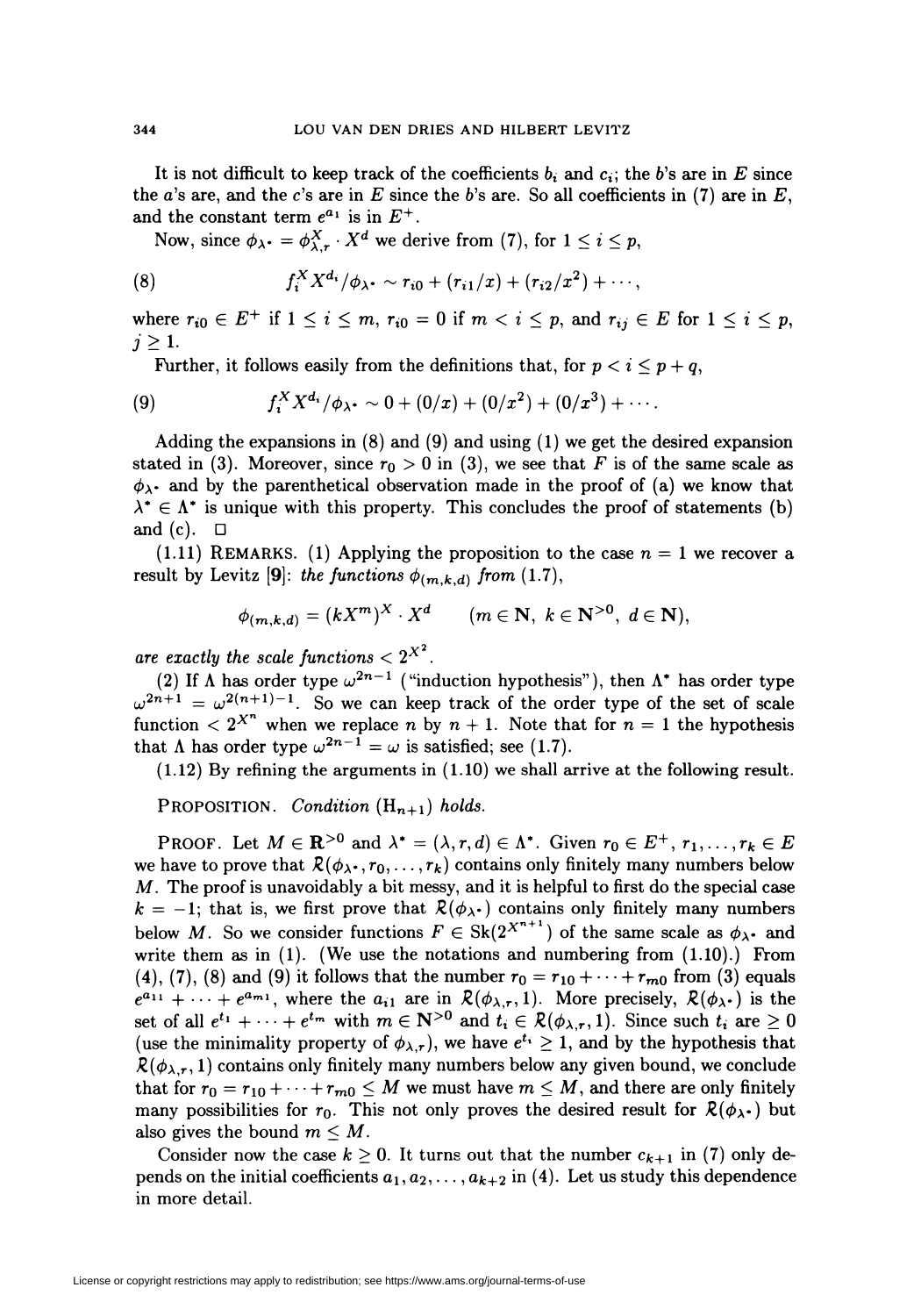It is not difficult to keep track of the coefficients $b_i$ and $c_i$; the $b$'s are in $E$ since the $a$'s are, and the $c$'s are in $E$ since the $b$'s are. So all coefficients in (7) are in $E$, and the constant term $e^{a_1}$ is in $E^+$.

Now, since $\phi_{\lambda^*} = \phi_{\lambda,r}^X \cdot X^d$ we derive from (7), for $1 \le i \le p$,

$$f_i^X X^{d_i}/\phi_{\lambda^*} \sim r_{i0} + (r_{i1}/x) + (r_{i2}/x^2) + \cdots, \tag{8}$$

where $r_{i0} \in E^+$ if $1 \le i \le m$, $r_{i0} = 0$ if $m < i \le p$, and $r_{ij} \in E$ for $1 \le i \le p$, $j \ge 1$.

Further, it follows easily from the definitions that, for $p < i \le p+q$,

$$f_i^X X^{d_i}/\phi_{\lambda^*} \sim 0 + (0/x) + (0/x^2) + (0/x^3) + \cdots. \tag{9}$$

Adding the expansions in (8) and (9) and using (1) we get the desired expansion stated in (3). Moreover, since $r_0 > 0$ in (3), we see that $F$ is of the same scale as $\phi_{\lambda^*}$ and by the parenthetical observation made in the proof of (a) we know that $\lambda^* \in \Lambda^*$ is unique with this property. This concludes the proof of statements (b) and (c). $\square$

(1.11) REMARKS. (1) Applying the proposition to the case $n = 1$ we recover a result by Levitz [**9**]: *the functions $\phi_{(m,k,d)}$ from* (1.7),

$$\phi_{(m,k,d)} = (kX^m)^X \cdot X^d \qquad (m \in \mathbf{N},\ k \in \mathbf{N}^{>0},\ d \in \mathbf{N}),$$

*are exactly the scale functions $< 2^{X^2}$.*

(2) If $\Lambda$ has order type $\omega^{2n-1}$ ("induction hypothesis"), then $\Lambda^*$ has order type $\omega^{2n+1} = \omega^{2(n+1)-1}$. So we can keep track of the order type of the set of scale function $< 2^{X^n}$ when we replace $n$ by $n+1$. Note that for $n = 1$ the hypothesis that $\Lambda$ has order type $\omega^{2n-1} = \omega$ is satisfied; see (1.7).

(1.12) By refining the arguments in (1.10) we shall arrive at the following result.

PROPOSITION. *Condition* $(\mathrm{H}_{n+1})$ *holds.*

PROOF. Let $M \in \mathbf{R}^{>0}$ and $\lambda^* = (\lambda, r, d) \in \Lambda^*$. Given $r_0 \in E^+$, $r_1, \ldots, r_k \in E$ we have to prove that $\mathcal{R}(\phi_{\lambda^*}, r_0, \ldots, r_k)$ contains only finitely many numbers below $M$. The proof is unavoidably a bit messy, and it is helpful to first do the special case $k = -1$; that is, we first prove that $\mathcal{R}(\phi_{\lambda^*})$ contains only finitely many numbers below $M$. So we consider functions $F \in \mathrm{Sk}(2^{X^{n+1}})$ of the same scale as $\phi_{\lambda^*}$ and write them as in (1). (We use the notations and numbering from (1.10).) From (4), (7), (8) and (9) it follows that the number $r_0 = r_{10} + \cdots + r_{m0}$ from (3) equals $e^{a_{11}} + \cdots + e^{a_{m1}}$, where the $a_{i1}$ are in $\mathcal{R}(\phi_{\lambda,r}, 1)$. More precisely, $\mathcal{R}(\phi_{\lambda^*})$ is the set of all $e^{t_1} + \cdots + e^{t_m}$ with $m \in \mathbf{N}^{>0}$ and $t_i \in \mathcal{R}(\phi_{\lambda,r}, 1)$. Since such $t_i$ are $\ge 0$ (use the minimality property of $\phi_{\lambda,r}$), we have $e^{t_i} \ge 1$, and by the hypothesis that $\mathcal{R}(\phi_{\lambda,r}, 1)$ contains only finitely many numbers below any given bound, we conclude that for $r_0 = r_{10} + \cdots + r_{m0} \le M$ we must have $m \le M$, and there are only finitely many possibilities for $r_0$. This not only proves the desired result for $\mathcal{R}(\phi_{\lambda^*})$ but also gives the bound $m \le M$.

Consider now the case $k \ge 0$. It turns out that the number $c_{k+1}$ in (7) only depends on the initial coefficients $a_1, a_2, \ldots, a_{k+2}$ in (4). Let us study this dependence in more detail.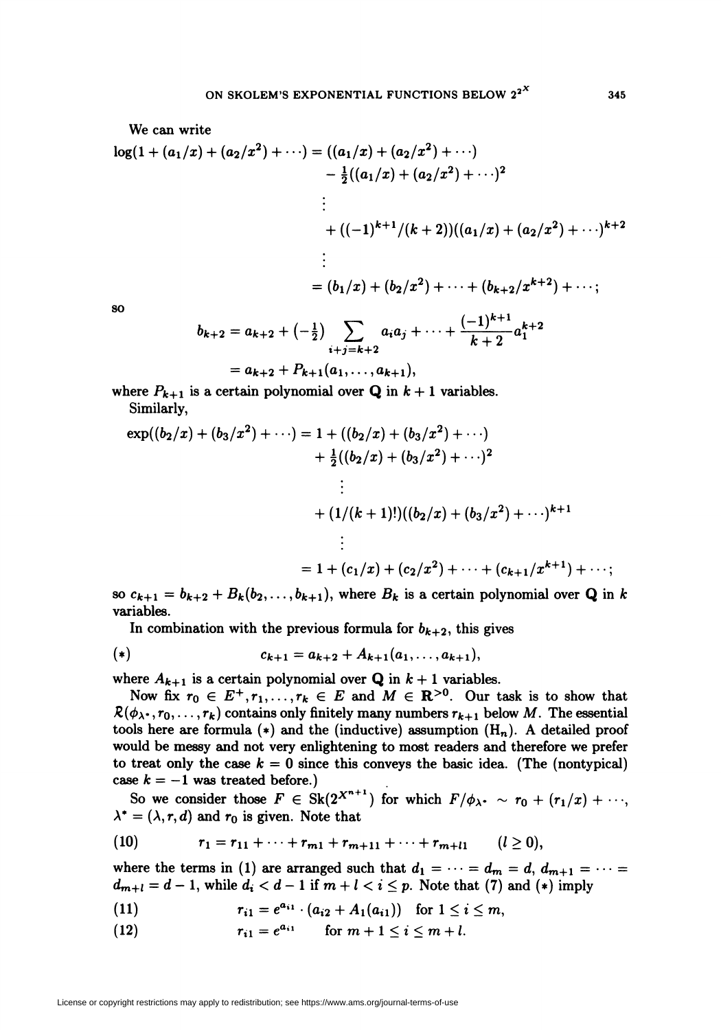We can write

$$\begin{aligned}
\log(1 + (a_1/x) + (a_2/x^2) + \cdots) &= ((a_1/x) + (a_2/x^2) + \cdots) \\
&\quad - \tfrac{1}{2}((a_1/x) + (a_2/x^2) + \cdots)^2 \\
&\quad \vdots \\
&\quad + ((-1)^{k+1}/(k+2))((a_1/x) + (a_2/x^2) + \cdots)^{k+2} \\
&\quad \vdots \\
&= (b_1/x) + (b_2/x^2) + \cdots + (b_{k+2}/x^{k+2}) + \cdots;
\end{aligned}$$

so

$$\begin{aligned}
b_{k+2} &= a_{k+2} + \left(-\tfrac{1}{2}\right) \sum_{i+j=k+2} a_i a_j + \cdots + \frac{(-1)^{k+1}}{k+2} a_1^{k+2} \\
&= a_{k+2} + P_{k+1}(a_1, \ldots, a_{k+1}),
\end{aligned}$$

where $P_{k+1}$ is a certain polynomial over $\mathbf{Q}$ in $k+1$ variables.

Similarly,

$$\begin{aligned}
\exp((b_2/x) + (b_3/x^2) + \cdots) &= 1 + ((b_2/x) + (b_3/x^2) + \cdots) \\
&\quad + \tfrac{1}{2}((b_2/x) + (b_3/x^2) + \cdots)^2 \\
&\quad \vdots \\
&\quad + (1/(k+1)!)((b_2/x) + (b_3/x^2) + \cdots)^{k+1} \\
&\quad \vdots \\
&= 1 + (c_1/x) + (c_2/x^2) + \cdots + (c_{k+1}/x^{k+1}) + \cdots;
\end{aligned}$$

so $c_{k+1} = b_{k+2} + B_k(b_2, \ldots, b_{k+1})$, where $B_k$ is a certain polynomial over $\mathbf{Q}$ in $k$ variables.

In combination with the previous formula for $b_{k+2}$, this gives

$$(*) \qquad c_{k+1} = a_{k+2} + A_{k+1}(a_1, \ldots, a_{k+1}),$$

where $A_{k+1}$ is a certain polynomial over $\mathbf{Q}$ in $k+1$ variables.

Now fix $r_0 \in E^+, r_1, \ldots, r_k \in E$ and $M \in \mathbf{R}^{>0}$. Our task is to show that $\mathcal{R}(\phi_{\lambda^*}, r_0, \ldots, r_k)$ contains only finitely many numbers $r_{k+1}$ below $M$. The essential tools here are formula $(*)$ and the (inductive) assumption $(\mathrm{H}_n)$. A detailed proof would be messy and not very enlightening to most readers and therefore we prefer to treat only the case $k = 0$ since this conveys the basic idea. (The (nontypical) case $k = -1$ was treated before.)

So we consider those $F \in \mathrm{Sk}(2^{X^{n+1}})$ for which $F/\phi_{\lambda^*} \sim r_0 + (r_1/x) + \cdots$, $\lambda^* = (\lambda, r, d)$ and $r_0$ is given. Note that

$$(10) \qquad r_1 = r_{11} + \cdots + r_{m1} + r_{m+11} + \cdots + r_{m+l1} \qquad (l \geq 0),$$

where the terms in (1) are arranged such that $d_1 = \cdots = d_m = d$, $d_{m+1} = \cdots = d_{m+l} = d - 1$, while $d_i < d - 1$ if $m + l < i \leq p$. Note that (7) and $(*)$ imply

$$(11) \qquad r_{i1} = e^{a_{i1}} \cdot (a_{i2} + A_1(a_{i1})) \quad \text{for } 1 \leq i \leq m,$$

$$(12) \qquad r_{i1} = e^{a_{i1}} \qquad \text{for } m + 1 \leq i \leq m + l.$$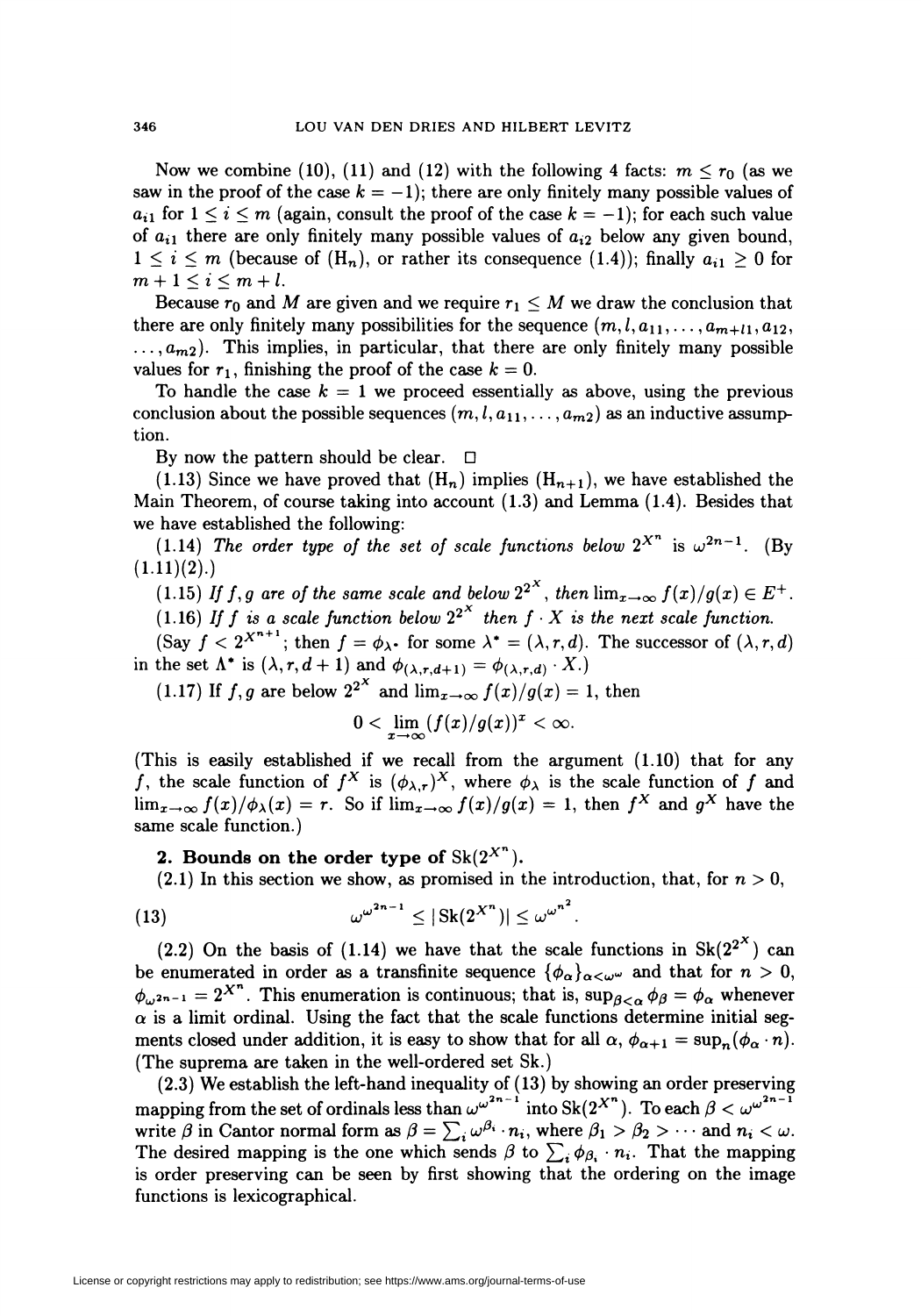Now we combine (10), (11) and (12) with the following 4 facts: $m \leq r_0$ (as we saw in the proof of the case $k = -1$); there are only finitely many possible values of $a_{i1}$ for $1 \leq i \leq m$ (again, consult the proof of the case $k = -1$); for each such value of $a_{i1}$ there are only finitely many possible values of $a_{i2}$ below any given bound, $1 \leq i \leq m$ (because of $(\mathrm{H}_n)$, or rather its consequence (1.4)); finally $a_{i1} \geq 0$ for $m + 1 \leq i \leq m + l$.

Because $r_0$ and $M$ are given and we require $r_1 \leq M$ we draw the conclusion that there are only finitely many possibilities for the sequence $(m, l, a_{11}, \ldots, a_{m+l1}, a_{12}, \ldots, a_{m2})$. This implies, in particular, that there are only finitely many possible values for $r_1$, finishing the proof of the case $k = 0$.

To handle the case $k = 1$ we proceed essentially as above, using the previous conclusion about the possible sequences $(m, l, a_{11}, \ldots, a_{m2})$ as an inductive assumption.

By now the pattern should be clear. $\square$

(1.13) Since we have proved that $(\mathrm{H}_n)$ implies $(\mathrm{H}_{n+1})$, we have established the Main Theorem, of course taking into account (1.3) and Lemma (1.4). Besides that we have established the following:

(1.14) *The order type of the set of scale functions below* $2^{X^n}$ *is* $\omega^{2n-1}$. (By (1.11)(2).)

(1.15) *If* $f, g$ *are of the same scale and below* $2^{2^X}$, *then* $\lim_{x\to\infty} f(x)/g(x) \in E^+$.

(1.16) *If* $f$ *is a scale function below* $2^{2^X}$ *then* $f \cdot X$ *is the next scale function.*

(Say $f < 2^{X^{n+1}}$; then $f = \phi_{\lambda^*}$ for some $\lambda^* = (\lambda, r, d)$. The successor of $(\lambda, r, d)$ in the set $\Lambda^*$ is $(\lambda, r, d+1)$ and $\phi_{(\lambda,r,d+1)} = \phi_{(\lambda,r,d)} \cdot X$.)

(1.17) If $f, g$ are below $2^{2^X}$ and $\lim_{x\to\infty} f(x)/g(x) = 1$, then

$$0 < \lim_{x\to\infty} (f(x)/g(x))^x < \infty.$$

(This is easily established if we recall from the argument (1.10) that for any $f$, the scale function of $f^X$ is $(\phi_{\lambda,r})^X$, where $\phi_\lambda$ is the scale function of $f$ and $\lim_{x\to\infty} f(x)/\phi_\lambda(x) = r$. So if $\lim_{x\to\infty} f(x)/g(x) = 1$, then $f^X$ and $g^X$ have the same scale function.)

## 2. Bounds on the order type of $\mathrm{Sk}(2^{X^n})$.

(2.1) In this section we show, as promised in the introduction, that, for $n > 0$,

$$\omega^{\omega^{2n-1}} \leq |\,\mathrm{Sk}(2^{X^n})| \leq \omega^{\omega^{n^2}}. \tag{13}$$

(2.2) On the basis of (1.14) we have that the scale functions in $\mathrm{Sk}(2^{2^X})$ can be enumerated in order as a transfinite sequence $\{\phi_\alpha\}_{\alpha<\omega^\omega}$ and that for $n > 0$, $\phi_{\omega^{2n-1}} = 2^{X^n}$. This enumeration is continuous; that is, $\sup_{\beta<\alpha} \phi_\beta = \phi_\alpha$ whenever $\alpha$ is a limit ordinal. Using the fact that the scale functions determine initial segments closed under addition, it is easy to show that for all $\alpha$, $\phi_{\alpha+1} = \sup_n(\phi_\alpha \cdot n)$. (The suprema are taken in the well-ordered set Sk.)

(2.3) We establish the left-hand inequality of (13) by showing an order preserving mapping from the set of ordinals less than $\omega^{\omega^{2n-1}}$ into $\mathrm{Sk}(2^{X^n})$. To each $\beta < \omega^{\omega^{2n-1}}$ write $\beta$ in Cantor normal form as $\beta = \sum_i \omega^{\beta_i} \cdot n_i$, where $\beta_1 > \beta_2 > \cdots$ and $n_i < \omega$. The desired mapping is the one which sends $\beta$ to $\sum_i \phi_{\beta_i} \cdot n_i$. That the mapping is order preserving can be seen by first showing that the ordering on the image functions is lexicographical.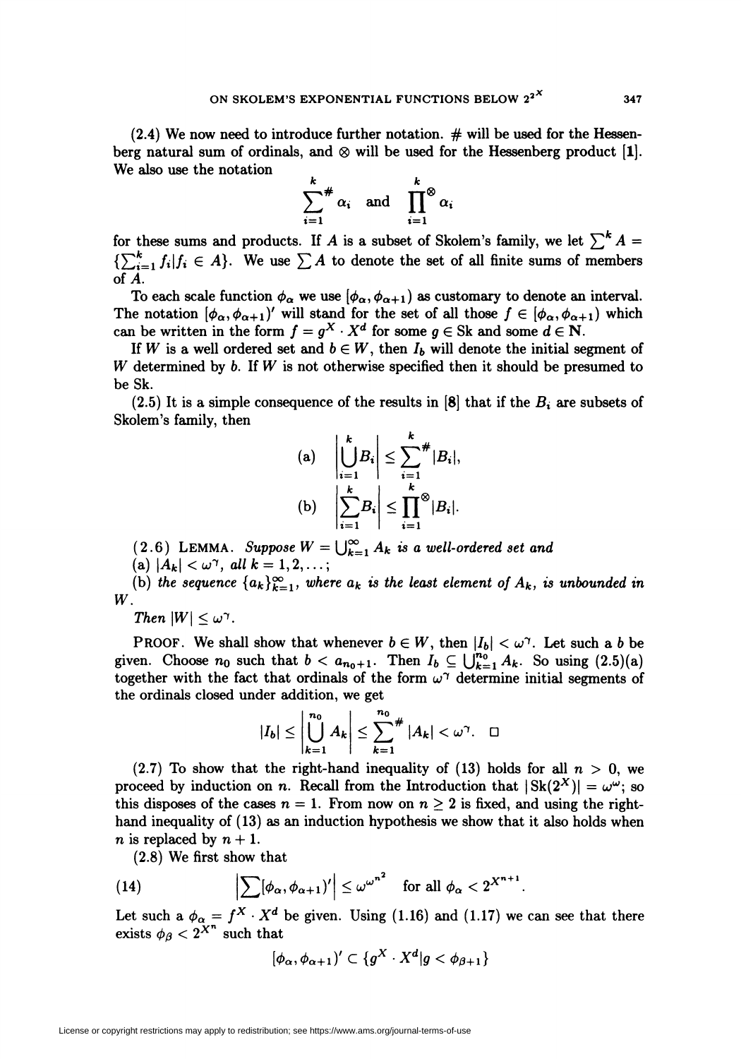(2.4) We now need to introduce further notation. # will be used for the Hessenberg natural sum of ordinals, and $\otimes$ will be used for the Hessenberg product [1]. We also use the notation

$$\sum_{i=1}^{k}{}^{\#}\, \alpha_i \quad \text{and} \quad \prod_{i=1}^{k}{}^{\otimes}\, \alpha_i$$

for these sums and products. If $A$ is a subset of Skolem's family, we let $\sum^k A = \{\sum_{i=1}^k f_i | f_i \in A\}$. We use $\sum A$ to denote the set of all finite sums of members of $A$.

To each scale function $\phi_\alpha$ we use $[\phi_\alpha, \phi_{\alpha+1})$ as customary to denote an interval. The notation $[\phi_\alpha, \phi_{\alpha+1})'$ will stand for the set of all those $f \in [\phi_\alpha, \phi_{\alpha+1})$ which can be written in the form $f = g^X \cdot X^d$ for some $g \in \mathrm{Sk}$ and some $d \in \mathbf{N}$.

If $W$ is a well ordered set and $b \in W$, then $I_b$ will denote the initial segment of $W$ determined by $b$. If $W$ is not otherwise specified then it should be presumed to be Sk.

(2.5) It is a simple consequence of the results in [8] that if the $B_i$ are subsets of Skolem's family, then

$$\text{(a)} \quad \left| \bigcup_{i=1}^{k} B_i \right| \le \sum_{i=1}^{k}{}^{\#} |B_i|,$$

$$\text{(b)} \quad \left| \sum_{i=1}^{k} B_i \right| \le \prod_{i=1}^{k}{}^{\otimes} |B_i|.$$

(2.6) LEMMA. *Suppose $W = \bigcup_{k=1}^\infty A_k$ is a well-ordered set and*

(a) $|A_k| < \omega^\gamma$, *all* $k = 1, 2, \ldots$;

(b) *the sequence $\{a_k\}_{k=1}^\infty$, where $a_k$ is the least element of $A_k$, is unbounded in $W$.*

*Then* $|W| \le \omega^\gamma$.

PROOF. We shall show that whenever $b \in W$, then $|I_b| < \omega^\gamma$. Let such a $b$ be given. Choose $n_0$ such that $b < a_{n_0+1}$. Then $I_b \subseteq \bigcup_{k=1}^{n_0} A_k$. So using (2.5)(a) together with the fact that ordinals of the form $\omega^\gamma$ determine initial segments of the ordinals closed under addition, we get

$$|I_b| \le \left| \bigcup_{k=1}^{n_0} A_k \right| \le \sum_{k=1}^{n_0}{}^{\#} |A_k| < \omega^\gamma. \quad \square$$

(2.7) To show that the right-hand inequality of (13) holds for all $n > 0$, we proceed by induction on $n$. Recall from the Introduction that $|\mathrm{Sk}(2^X)| = \omega^\omega$; so this disposes of the cases $n = 1$. From now on $n \ge 2$ is fixed, and using the right-hand inequality of (13) as an induction hypothesis we show that it also holds when $n$ is replaced by $n + 1$.

(2.8) We first show that

$$\left| \sum [\phi_\alpha, \phi_{\alpha+1})' \right| \le \omega^{\omega^{n^2}} \quad \text{for all } \phi_\alpha < 2^{X^{n+1}}. \tag{14}$$

Let such a $\phi_\alpha = f^X \cdot X^d$ be given. Using (1.16) and (1.17) we can see that there exists $\phi_\beta < 2^{X^n}$ such that

$$[\phi_\alpha, \phi_{\alpha+1})' \subset \{g^X \cdot X^d | g < \phi_{\beta+1}\}$$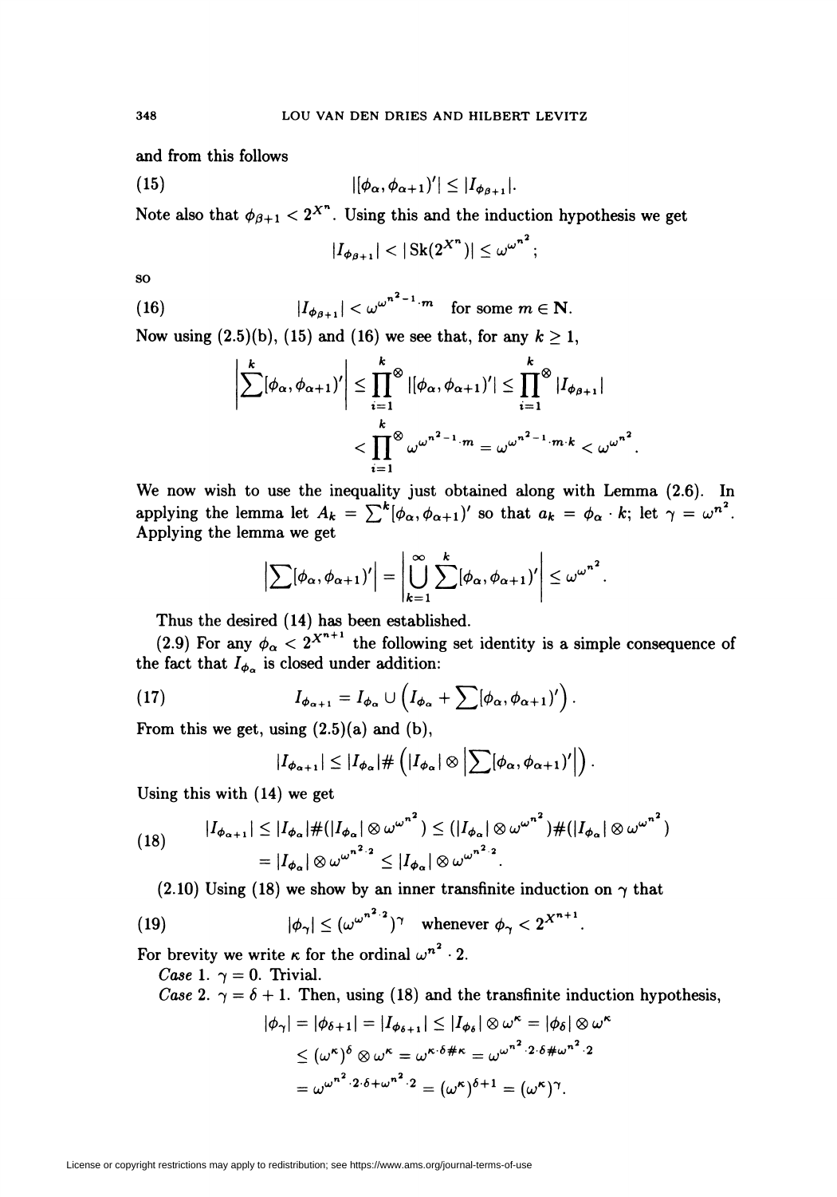and from this follows

$$|[\phi_\alpha, \phi_{\alpha+1})'| \le |I_{\phi_{\beta+1}}|. \tag{15}$$

Note also that $\phi_{\beta+1} < 2^{X^n}$. Using this and the induction hypothesis we get

$$|I_{\phi_{\beta+1}}| < |\operatorname{Sk}(2^{X^n})| \le \omega^{\omega^{n^2}};$$

so

$$|I_{\phi_{\beta+1}}| < \omega^{\omega^{n^2-1}\cdot m} \quad \text{for some } m \in \mathbf{N}. \tag{16}$$

Now using (2.5)(b), (15) and (16) we see that, for any $k \ge 1$,

$$\begin{aligned}\left|\sum^k [\phi_\alpha, \phi_{\alpha+1})'\right| &\le \prod_{i=1}^{k}{}^{\otimes} |[\phi_\alpha, \phi_{\alpha+1})'| \le \prod_{i=1}^{k}{}^{\otimes} |I_{\phi_{\beta+1}}| \\ &< \prod_{i=1}^{k}{}^{\otimes} \omega^{\omega^{n^2-1}\cdot m} = \omega^{\omega^{n^2-1}\cdot m\cdot k} < \omega^{\omega^{n^2}}.\end{aligned}$$

We now wish to use the inequality just obtained along with Lemma (2.6). In applying the lemma let $A_k = \sum^k [\phi_\alpha, \phi_{\alpha+1})'$ so that $a_k = \phi_\alpha \cdot k$; let $\gamma = \omega^{n^2}$. Applying the lemma we get

$$\left|\sum [\phi_\alpha, \phi_{\alpha+1})'\right| = \left|\bigcup_{k=1}^{\infty} \sum^k [\phi_\alpha, \phi_{\alpha+1})'\right| \le \omega^{\omega^{n^2}}.$$

Thus the desired (14) has been established.

(2.9) For any $\phi_\alpha < 2^{X^{n+1}}$ the following set identity is a simple consequence of the fact that $I_{\phi_\alpha}$ is closed under addition:

$$I_{\phi_{\alpha+1}} = I_{\phi_\alpha} \cup \left(I_{\phi_\alpha} + \sum [\phi_\alpha, \phi_{\alpha+1})'\right). \tag{17}$$

From this we get, using (2.5)(a) and (b),

$$|I_{\phi_{\alpha+1}}| \le |I_{\phi_\alpha}| \# \left(|I_{\phi_\alpha}| \otimes \left|\sum [\phi_\alpha, \phi_{\alpha+1})'\right|\right).$$

Using this with (14) we get

$$\begin{aligned}|I_{\phi_{\alpha+1}}| &\le |I_{\phi_\alpha}| \# (|I_{\phi_\alpha}| \otimes \omega^{\omega^{n^2}}) \le (|I_{\phi_\alpha}| \otimes \omega^{\omega^{n^2}}) \# (|I_{\phi_\alpha}| \otimes \omega^{\omega^{n^2}}) \\ &= |I_{\phi_\alpha}| \otimes \omega^{\omega^{n^2}\cdot 2} \le |I_{\phi_\alpha}| \otimes \omega^{\omega^{n^2\cdot 2}}.\end{aligned} \tag{18}$$

(2.10) Using (18) we show by an inner transfinite induction on $\gamma$ that

$$|\phi_\gamma| \le (\omega^{\omega^{n^2\cdot 2}})^\gamma \quad \text{whenever } \phi_\gamma < 2^{X^{n+1}}. \tag{19}$$

For brevity we write $\kappa$ for the ordinal $\omega^{n^2} \cdot 2$.

*Case* 1. $\gamma = 0$. Trivial.

*Case* 2. $\gamma = \delta + 1$. Then, using (18) and the transfinite induction hypothesis,

$$\begin{aligned}|\phi_\gamma| = |\phi_{\delta+1}| = |I_{\phi_{\delta+1}}| &\le |I_{\phi_\delta}| \otimes \omega^\kappa = |\phi_\delta| \otimes \omega^\kappa \\ &\le (\omega^\kappa)^\delta \otimes \omega^\kappa = \omega^{\kappa\cdot\delta\#\kappa} = \omega^{\omega^{n^2}\cdot 2\cdot\delta\#\omega^{n^2}\cdot 2} \\ &= \omega^{\omega^{n^2}\cdot 2\cdot\delta+\omega^{n^2}\cdot 2} = (\omega^\kappa)^{\delta+1} = (\omega^\kappa)^\gamma.\end{aligned}$$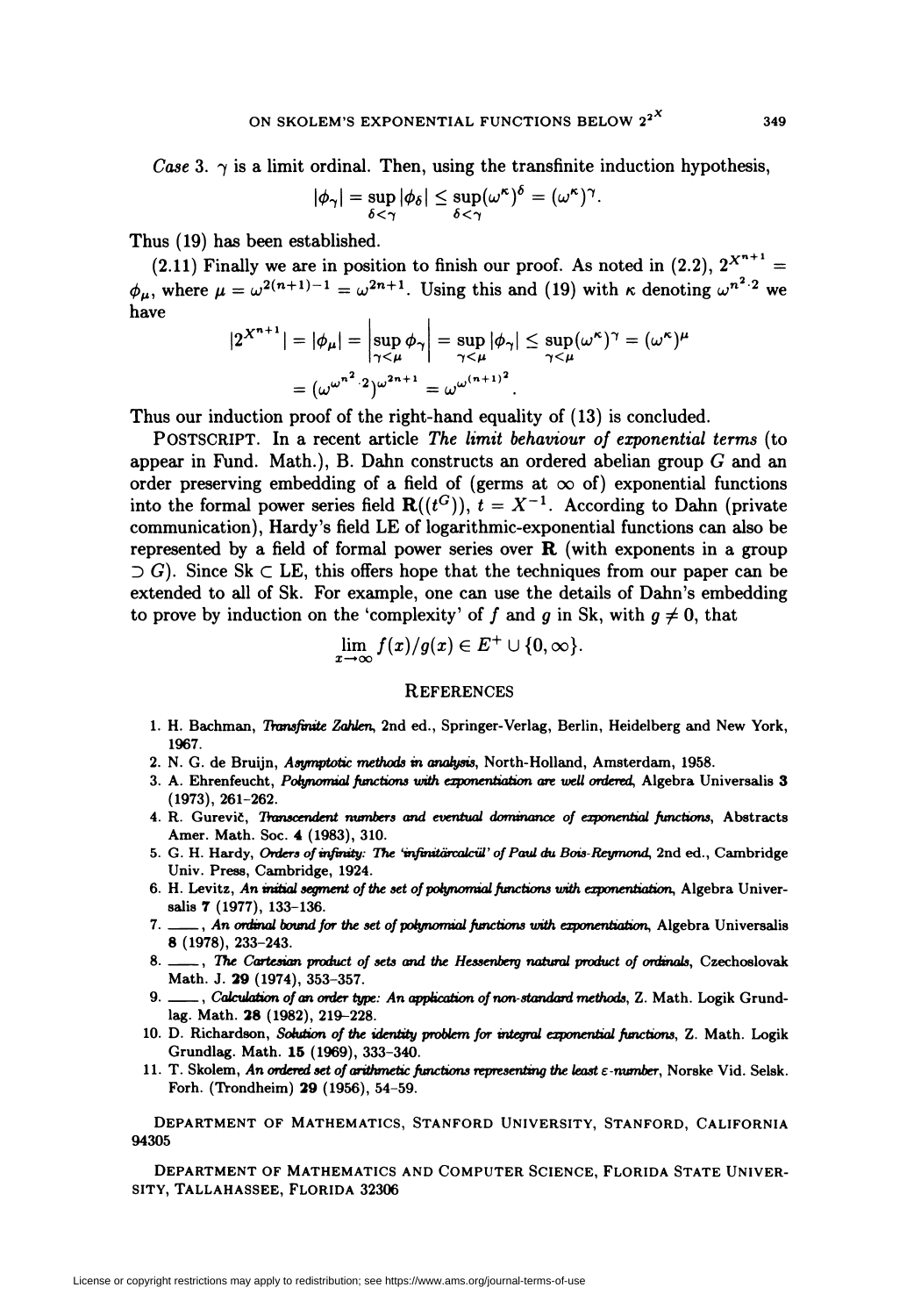*Case* 3. $\gamma$ is a limit ordinal. Then, using the transfinite induction hypothesis,

$$|\phi_\gamma| = \sup_{\delta<\gamma} |\phi_\delta| \leq \sup_{\delta<\gamma} (\omega^\kappa)^\delta = (\omega^\kappa)^\gamma.$$

Thus (19) has been established.

(2.11) Finally we are in position to finish our proof. As noted in (2.2), $2^{X^{n+1}} = \phi_\mu$, where $\mu = \omega^{2(n+1)-1} = \omega^{2n+1}$. Using this and (19) with $\kappa$ denoting $\omega^{n^2 \cdot 2}$ we have

$$|2^{X^{n+1}}| = |\phi_\mu| = \left|\sup_{\gamma<\mu} \phi_\gamma\right| = \sup_{\gamma<\mu} |\phi_\gamma| \leq \sup_{\gamma<\mu} (\omega^\kappa)^\gamma = (\omega^\kappa)^\mu$$
$$= (\omega^{\omega^{n^2} \cdot 2})^{\omega^{2n+1}} = \omega^{\omega^{(n+1)^2}}.$$

Thus our induction proof of the right-hand equality of (13) is concluded.

POSTSCRIPT. In a recent article *The limit behaviour of exponential terms* (to appear in Fund. Math.), B. Dahn constructs an ordered abelian group $G$ and an order preserving embedding of a field of (germs at $\infty$ of) exponential functions into the formal power series field $\mathbf{R}((t^G))$, $t = X^{-1}$. According to Dahn (private communication), Hardy's field LE of logarithmic-exponential functions can also be represented by a field of formal power series over $\mathbf{R}$ (with exponents in a group $\supset G$). Since $\mathrm{Sk} \subset \mathrm{LE}$, this offers hope that the techniques from our paper can be extended to all of Sk. For example, one can use the details of Dahn's embedding to prove by induction on the 'complexity' of $f$ and $g$ in Sk, with $g \neq 0$, that

$$\lim_{x\to\infty} f(x)/g(x) \in E^+ \cup \{0, \infty\}.$$

## REFERENCES

1. H. Bachman, *Transfinite Zahlen*, 2nd ed., Springer-Verlag, Berlin, Heidelberg and New York, 1967.
2. N. G. de Bruijn, *Asymptotic methods in analysis*, North-Holland, Amsterdam, 1958.
3. A. Ehrenfeucht, *Polynomial functions with exponentiation are well ordered*, Algebra Universalis **3** (1973), 261–262.
4. R. Gurevič, *Transcendent numbers and eventual dominance of exponential functions*, Abstracts Amer. Math. Soc. **4** (1983), 310.
5. G. H. Hardy, *Orders of infinity: The 'infinitärcalcül' of Paul du Bois-Reymond*, 2nd ed., Cambridge Univ. Press, Cambridge, 1924.
6. H. Levitz, *An initial segment of the set of polynomial functions with exponentiation*, Algebra Universalis **7** (1977), 133–136.
7. ——, *An ordinal bound for the set of polynomial functions with exponentiation*, Algebra Universalis **8** (1978), 233–243.
8. ——, *The Cartesian product of sets and the Hessenberg natural product of ordinals*, Czechoslovak Math. J. **29** (1974), 353–357.
9. ——, *Calculation of an order type: An application of non-standard methods*, Z. Math. Logik Grundlag. Math. **28** (1982), 219–228.
10. D. Richardson, *Solution of the identity problem for integral exponential functions*, Z. Math. Logik Grundlag. Math. **15** (1969), 333–340.
11. T. Skolem, *An ordered set of arithmetic functions representing the least $\varepsilon$-number*, Norske Vid. Selsk. Forh. (Trondheim) **29** (1956), 54–59.

DEPARTMENT OF MATHEMATICS, STANFORD UNIVERSITY, STANFORD, CALIFORNIA 94305

DEPARTMENT OF MATHEMATICS AND COMPUTER SCIENCE, FLORIDA STATE UNIVERSITY, TALLAHASSEE, FLORIDA 32306